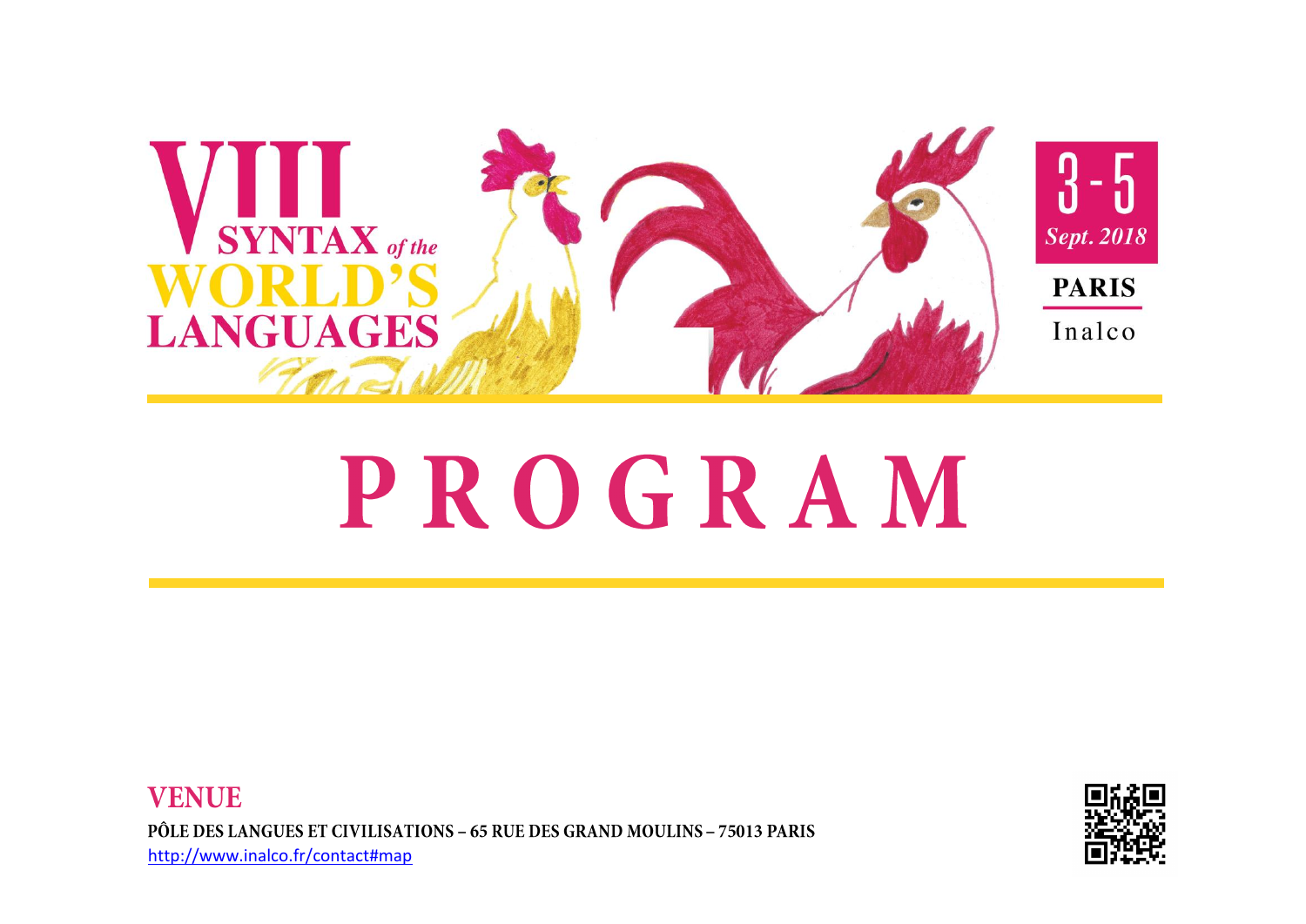# VIII SYNTAX *of the* WORLD'S LANGUAGES

**3 - 5**
***Sept. 2018***

**PARIS**

Inalco

# PROGRAM

## VENUE

**PÔLE DES LANGUES ET CIVILISATIONS – 65 RUE DES GRAND MOULINS – 75013 PARIS**

http://www.inalco.fr/contact#map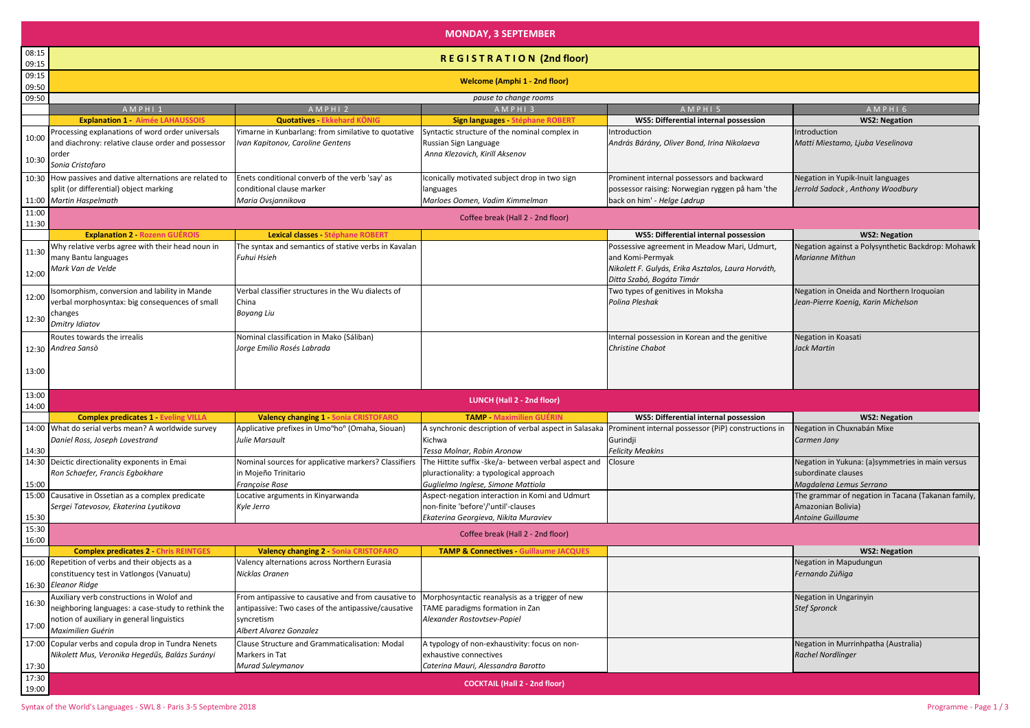# MONDAY, 3 SEPTEMBER

| Time | AMPHI 1 | AMPHI 2 | AMPHI 3 | AMPHI 5 | AMPHI 6 |
|---|---|---|---|---|---|
| 08:15–09:15 | **REGISTRATION (2nd floor)** | | | | |
| 09:15–09:50 | **Welcome (Amphi 1 - 2nd floor)** | | | | |
| 09:50 | *pause to change rooms* | | | | |
| | **Explanation 1 - Aimée LAHAUSSOIS** | **Quotatives - Ekkehard KÖNIG** | **Sign languages - Stéphane ROBERT** | **WS5: Differential internal possession** | **WS2: Negation** |
| 10:00–10:30 | Processing explanations of word order universals and diachrony: relative clause order and possessor order *Sonia Cristofaro* | Yimarne in Kunbarlang: from similative to quotative *Ivan Kapitonov, Caroline Gentens* | Syntactic structure of the nominal complex in Russian Sign Language *Anna Klezovich, Kirill Aksenov* | Introduction *András Bárány, Oliver Bond, Irina Nikolaeva* | Introduction *Matti Miestamo, Ljuba Veselinova* |
| 10:30–11:00 | How passives and dative alternations are related to split (or differential) object marking *Martin Haspelmath* | Enets conditional converb of the verb 'say' as conditional clause marker *Maria Ovsjannikova* | Iconically motivated subject drop in two sign languages *Marloes Oomen, Vadim Kimmelman* | Prominent internal possessors and backward possessor raising: Norwegian ryggen på ham 'the back on him' - *Helge Lødrup* | Negation in Yupik-Inuit languages *Jerrold Sadock , Anthony Woodbury* |
| 11:00–11:30 | Coffee break (Hall 2 - 2nd floor) | | | | |
| | **Explanation 2 - Rozenn GUÉROIS** | **Lexical classes - Stéphane ROBERT** | | **WS5: Differential internal possession** | **WS2: Negation** |
| 11:30–12:00 | Why relative verbs agree with their head noun in many Bantu languages *Mark Van de Velde* | The syntax and semantics of stative verbs in Kavalan *Fuhui Hsieh* | | Possessive agreement in Meadow Mari, Udmurt, and Komi-Permyak *Nikolett F. Gulyás, Erika Asztalos, Laura Horváth, Ditta Szabó, Bogáta Timár* | Negation against a Polysynthetic Backdrop: Mohawk *Marianne Mithun* |
| 12:00–12:30 | Isomorphism, conversion and lability in Mande verbal morphosyntax: big consequences of small changes *Dmitry Idiatov* | Verbal classifier structures in the Wu dialects of China *Boyang Liu* | | Two types of genitives in Moksha *Polina Pleshak* | Negation in Oneida and Northern Iroquoian *Jean-Pierre Koenig, Karin Michelson* |
| 12:30–13:00 | Routes towards the irrealis *Andrea Sansò* | Nominal classification in Mako (Sáliban) *Jorge Emilio Rosés Labrada* | | Internal possession in Korean and the genitive *Christine Chabot* | Negation in Koasati *Jack Martin* |
| 13:00–14:00 | **LUNCH (Hall 2 - 2nd floor)** | | | | |
| | **Complex predicates 1 - Eveling VILLA** | **Valency changing 1 - Sonia CRISTOFARO** | **TAMP - Maximilien GUÉRIN** | **WS5: Differential internal possession** | **WS2: Negation** |
| 14:00–14:30 | What do serial verbs mean? A worldwide survey *Daniel Ross, Joseph Lovestrand* | Applicative prefixes in Umoⁿhoⁿ (Omaha, Siouan) *Julie Marsault* | A synchronic description of verbal aspect in Salasaka Kichwa *Tessa Molnar, Robin Aronow* | Prominent internal possessor (PiP) constructions in Gurindji *Felicity Meakins* | Negation in Chuxnabán Mixe *Carmen Jany* |
| 14:30–15:00 | Deictic directionality exponents in Emai *Ron Schaefer, Francis Egbokhare* | Nominal sources for applicative markers? Classifiers in Mojeño Trinitario *Françoise Rose* | The Hittite suffix -ške/a- between verbal aspect and pluractionality: a typological approach *Guglielmo Inglese, Simone Mattiola* | Closure | Negation in Yukuna: (a)symmetries in main versus subordinate clauses *Magdalena Lemus Serrano* |
| 15:00–15:30 | Causative in Ossetian as a complex predicate *Sergei Tatevosov, Ekaterina Lyutikova* | Locative arguments in Kinyarwanda *Kyle Jerro* | Aspect-negation interaction in Komi and Udmurt non-finite 'before'/'until'-clauses *Ekaterina Georgieva, Nikita Muraviev* | | The grammar of negation in Tacana (Takanan family, Amazonian Bolivia) *Antoine Guillaume* |
| 15:30–16:00 | Coffee break (Hall 2 - 2nd floor) | | | | |
| | **Complex predicates 2 - Chris REINTGES** | **Valency changing 2 - Sonia CRISTOFARO** | **TAMP & Connectives - Guillaume JACQUES** | | **WS2: Negation** |
| 16:00–16:30 | Repetition of verbs and their objects as a constituency test in Vatlongos (Vanuatu) *Eleanor Ridge* | Valency alternations across Northern Eurasia *Nicklas Oranen* | | | Negation in Mapudungun *Fernando Zúñiga* |
| 16:30–17:00 | Auxiliary verb constructions in Wolof and neighboring languages: a case-study to rethink the notion of auxiliary in general linguistics *Maximilien Guérin* | From antipassive to causative and from causative to antipassive: Two cases of the antipassive/causative syncretism *Albert Alvarez Gonzalez* | Morphosyntactic reanalysis as a trigger of new TAME paradigms formation in Zan *Alexander Rostovtsev-Popiel* | | Negation in Ungarinyin *Stef Spronck* |
| 17:00–17:30 | Copular verbs and copula drop in Tundra Nenets *Nikolett Mus, Veronika Hegedűs, Balázs Surányi* | Clause Structure and Grammaticalisation: Modal Markers in Tat *Murad Suleymanov* | A typology of non-exhaustivity: focus on non-exhaustive connectives *Caterina Mauri, Alessandra Barotto* | | Negation in Murrinhpatha (Australia) *Rachel Nordlinger* |
| 17:30–19:00 | **COCKTAIL (Hall 2 - 2nd floor)** | | | | |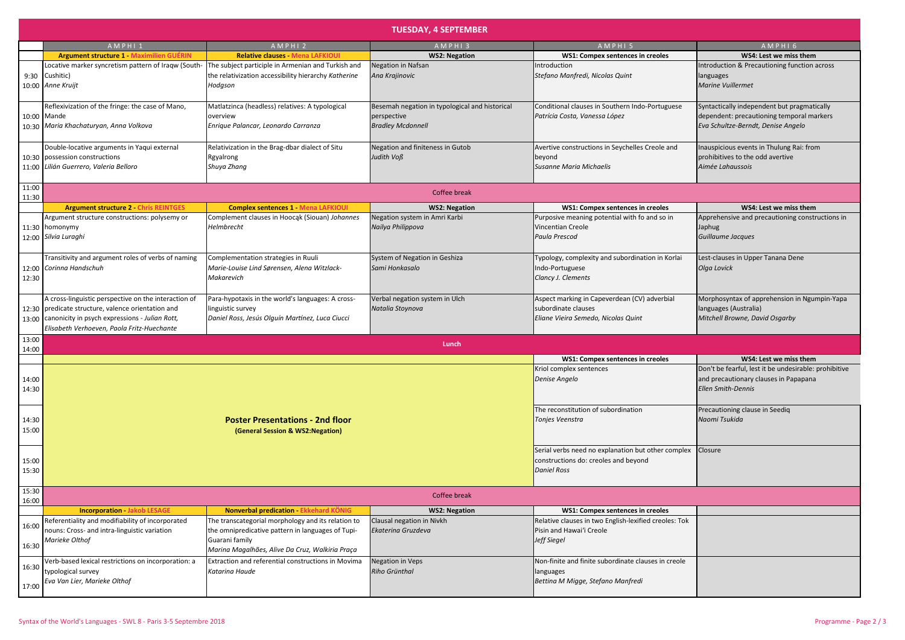# TUESDAY, 4 SEPTEMBER

| | AMPHI 1 | AMPHI 2 | AMPHI 3 | AMPHI 5 | AMPHI 6 |
|---|---|---|---|---|---|
| | **Argument structure 1 - Maximilien GUÉRIN** | **Relative clauses - Mena LAFKIOUI** | **WS2: Negation** | **WS1: Compex sentences in creoles** | **WS4: Lest we miss them** |
| 9:30 10:00 | Locative marker syncretism pattern of Iraqw (South-Cushitic) *Anne Kruijt* | The subject participle in Armenian and Turkish and the relativization accessibility hierarchy *Katherine Hodgson* | Negation in Nafsan *Ana Krajinovic* | Introduction *Stefano Manfredi, Nicolas Quint* | Introduction & Precautioning function across languages *Marine Vuillermet* |
| 10:00 10:30 | Reflexivization of the fringe: the case of Mano, Mande *Maria Khachaturyan, Anna Volkova* | Matlatzinca (headless) relatives: A typological overview *Enrique Palancar, Leonardo Carranza* | Besemah negation in typological and historical perspective *Bradley Mcdonnell* | Conditional clauses in Southern Indo-Portuguese *Patrícia Costa, Vanessa López* | Syntactically independent but pragmatically dependent: precautioning temporal markers *Eva Schultze-Berndt, Denise Angelo* |
| 10:30 11:00 | Double-locative arguments in Yaqui external possession constructions *Lilián Guerrero, Valeria Belloro* | Relativization in the Brag-dbar dialect of Situ Rgyalrong *Shuya Zhang* | Negation and finiteness in Gutob *Judith Voß* | Avertive constructions in Seychelles Creole and beyond *Susanne Maria Michaelis* | Inauspicious events in Thulung Rai: from prohibitives to the odd avertive *Aimée Lahaussois* |
| 11:00 11:30 | Coffee break | | | | |
| | **Argument structure 2 - Chris REINTGES** | **Complex sentences 1 - Mena LAFKIOUI** | **WS2: Negation** | **WS1: Compex sentences in creoles** | **WS4: Lest we miss them** |
| 11:30 12:00 | Argument structure constructions: polysemy or homonymy *Silvia Luraghi* | Complement clauses in Hoocąk (Siouan) *Johannes Helmbrecht* | Negation system in Amri Karbi *Nailya Philippova* | Purposive meaning potential with fo and so in Vincentian Creole *Paula Prescod* | Apprehensive and precautioning constructions in Japhug *Guillaume Jacques* |
| 12:00 12:30 | Transitivity and argument roles of verbs of naming *Corinna Handschuh* | Complementation strategies in Ruuli *Marie-Louise Lind Sørensen, Alena Witzlack-Makarevich* | System of Negation in Geshiza *Sami Honkasalo* | Typology, complexity and subordination in Korlai Indo-Portuguese *Clancy J. Clements* | Lest-clauses in Upper Tanana Dene *Olga Lovick* |
| 12:30 13:00 | A cross-linguistic perspective on the interaction of predicate structure, valence orientation and canonicity in psych expressions - *Julian Rott, Elisabeth Verhoeven, Paola Fritz-Huechante* | Para-hypotaxis in the world's languages: A cross-linguistic survey *Daniel Ross, Jesús Olguín Martínez, Luca Ciucci* | Verbal negation system in Ulch *Natalia Stoynova* | Aspect marking in Capeverdean (CV) adverbial subordinate clauses *Eliane Vieira Semedo, Nicolas Quint* | Morphosyntax of apprehension in Ngumpin-Yapa languages (Australia) *Mitchell Browne, David Osgarby* |
| 13:00 14:00 | **Lunch** | | | | |
| | | | | **WS1: Compex sentences in creoles** | **WS4: Lest we miss them** |
| 14:00 14:30 | **Poster Presentations - 2nd floor** (General Session & WS2:Negation) | | | Kriol complex sentences *Denise Angelo* | Don't be fearful, lest it be undesirable: prohibitive and precautionary clauses in Papapana *Ellen Smith-Dennis* |
| 14:30 15:00 | | | | The reconstitution of subordination *Tonjes Veenstra* | Precautioning clause in Seediq *Naomi Tsukida* |
| 15:00 15:30 | | | | Serial verbs need no explanation but other complex constructions do: creoles and beyond *Daniel Ross* | Closure |
| 15:30 16:00 | Coffee break | | | | |
| | **Incorporation - Jakob LESAGE** | **Nonverbal predication - Ekkehard KÖNIG** | **WS2: Negation** | **WS1: Compex sentences in creoles** | |
| 16:00 16:30 | Referentiality and modifiability of incorporated nouns: Cross- and intra-linguistic variation *Marieke Olthof* | The transcategorial morphology and its relation to the omnipredicative pattern in languages of Tupi-Guarani family *Marina Magalhães, Alive Da Cruz, Walkiria Praça* | Clausal negation in Nivkh *Ekaterina Gruzdeva* | Relative clauses in two English-lexified creoles: Tok Pisin and Hawai'i Creole *Jeff Siegel* | |
| 16:30 17:00 | Verb-based lexical restrictions on incorporation: a typological survey *Eva Van Lier, Marieke Olthof* | Extraction and referential constructions in Movima *Katarina Haude* | Negation in Veps *Riho Grünthal* | Non-finite and finite subordinate clauses in creole languages *Bettina M Migge, Stefano Manfredi* | |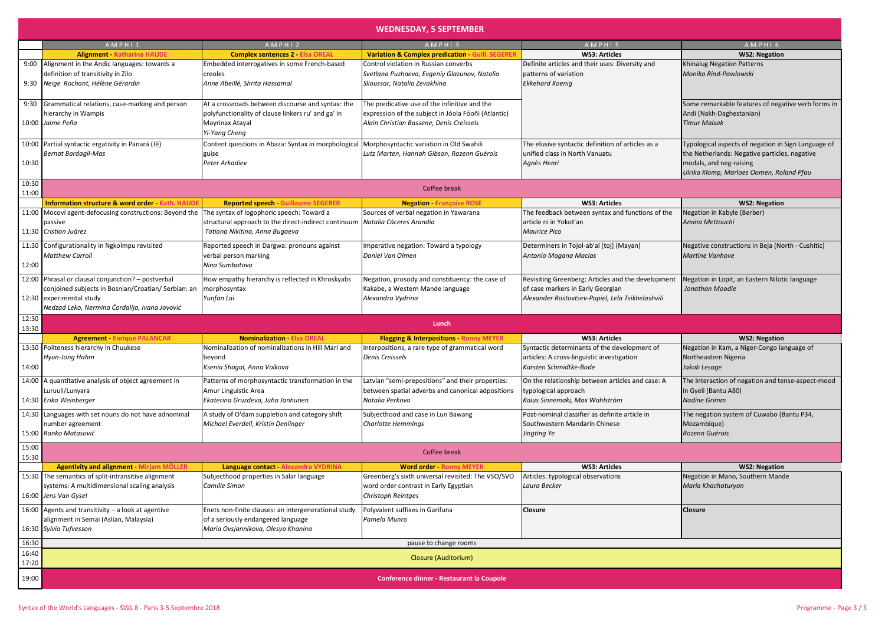# WEDNESDAY, 5 SEPTEMBER

| | AMPHI 1 | AMPHI 2 | AMPHI 3 | AMPHI 5 | AMPHI 6 |
|---|---|---|---|---|---|
| | **Alignment - Katharina HAUDE** | **Complex sentences 2 - Elsa OREAL** | **Variation & Complex predication - Guill. SEGERER** | **WS3: Articles** | **WS2: Negation** |
| 9:00 - 9:30 | Alignment in the Andic languages: towards a definition of transitivity in Zilo<br>*Neige Rochant, Hélène Gérardin* | Embedded interrogatives in some French-based creoles<br>*Anne Abeillé, Shrita Hassamal* | Control violation in Russian converbs<br>*Svetlana Puzhaeva, Evgeniy Glazunov, Natalia Slioussar, Natalia Zevakhina* | Definite articles and their uses: Diversity and patterns of variation<br>*Ekkehard Koenig* | Khinalug Negation Patterns<br>*Monika Rind-Pawlowski* |
| 9:30 - 10:00 | Grammatical relations, case-marking and person hierarchy in Wampis<br>*Jaime Peña* | At a crossroads between discourse and syntax: the polyfunctionality of clause linkers ru' and ga' in Mayrinax Atayal<br>*Yi-Yang Cheng* | The predicative use of the infinitive and the expression of the subject in Jóola Fóoñi (Atlantic)<br>*Alain Christian Bassene, Denis Creissels* | | Some remarkable features of negative verb forms in Andi (Nakh-Daghestanian)<br>*Timur Maisak* |
| 10:00 - 10:30 | Partial syntactic ergativity in Panará (Jê)<br>*Bernat Bardagil-Mas* | Content questions in Abaza: Syntax in morphological guise<br>*Peter Arkadiev* | Morphosyntactic variation in Old Swahili<br>*Lutz Marten, Hannah Gibson, Rozenn Guérois* | The elusive syntactic definition of articles as a unified class in North Vanuatu<br>*Agnès Henri* | Typological aspects of negation in Sign Language of the Netherlands: Negative particles, negative modals, and neg-raising<br>*Ulrika Klomp, Marloes Oomen, Roland Pfau* |
| 10:30 - 11:00 | Coffee break | | | | |
| | **Information structure & word order - Kath. HAUDE** | **Reported speech - Guillaume SEGERER** | **Negation - Françoise ROSE** | **WS3: Articles** | **WS2: Negation** |
| 11:00 - 11:30 | Mocoví agent-defocusing constructions: Beyond the passive<br>*Cristian Juárez* | The syntax of logophoric speech: Toward a structural approach to the direct-indirect continuum<br>*Tatiana Nikitina, Anna Bugaeva* | Sources of verbal negation in Yawarana<br>*Natalia Cáceres Arandia* | The feedback between syntax and functions of the article ni in Yokot'an<br>*Maurice Pico* | Negation in Kabyle (Berber)<br>*Amina Mettouchi* |
| 11:30 - 12:00 | Configurationality in Ngkolmpu revisited<br>*Matthew Carroll* | Reported speech in Dargwa: pronouns against verbal person marking<br>*Nina Sumbatova* | Imperative negation: Toward a typology<br>*Daniel Van Olmen* | Determiners in Tojol-ab'al [toj] (Mayan)<br>*Antonio Magana Macias* | Negative constructions in Beja (North - Cushitic)<br>*Martine Vanhove* |
| 12:00 - 12:30 | Phrasal or clausal conjunction? – postverbal conjoined subjects in Bosnian/Croatian/ Serbian: an experimental study<br>*Nedzad Leko, Nermina Čordalija, Ivana Jovović* | How empathy hierarchy is reflected in Khroskyabs morphosyntax<br>*Yunfan Lai* | Negation, prosody and constituency: the case of Kakabe, a Western Mande language<br>*Alexandra Vydrina* | Revisiting Greenberg: Articles and the development of case markers in Early Georgian<br>*Alexander Rostovtsev-Popiel, Lela Tsikhelashvili* | Negation in Lopit, an Eastern Nilotic language<br>*Jonathan Moodie* |
| 12:30 - 13:30 | **Lunch** | | | | |
| | **Agreement - Enrique PALANCAR** | **Nominalization - Elsa OREAL** | **Flagging & Interpositions - Ronny MEYER** | **WS3: Articles** | **WS2: Negation** |
| 13:30 - 14:00 | Politeness hierarchy in Chuukese<br>*Hyun-Jong Hahm* | Nominalization of nominalizations in Hill Mari and beyond<br>*Ksenia Shagal, Anna Volkova* | Interpositions, a rare type of grammatical word<br>*Denis Creissels* | Syntactic determinants of the development of articles: A cross-linguistic investigation<br>*Karsten Schmidtke-Bode* | Negation in Kam, a Niger-Congo language of Northeastern Nigeria<br>*Jakob Lesage* |
| 14:00 - 14:30 | A quantitative analysis of object agreement in Luruuli/Lunyara<br>*Erika Weinberger* | Patterns of morphosyntactic transformation in the Amur Linguistic Area<br>*Ekaterina Gruzdeva, Juha Janhunen* | Latvian "semi-prepositions" and their properties: between spatial adverbs and canonical adpositions<br>*Natalia Perkova* | On the relationship between articles and case: A typological approach<br>*Kaius Sinnemaki, Max Wahlström* | The interaction of negation and tense-aspect-mood in Gyeli (Bantu A80)<br>*Nadine Grimm* |
| 14:30 - 15:00 | Languages with set nouns do not have adnominal number agreement<br>*Ranko Matasović* | A study of O'dam suppletion and category shift<br>*Michael Everdell, Kristin Denlinger* | Subjecthood and case in Lun Bawang<br>*Charlotte Hemmings* | Post-nominal classifier as definite article in Southwestern Mandarin Chinese<br>*Jingting Ye* | The negation system of Cuwabo (Bantu P34, Mozambique)<br>*Rozenn Guérois* |
| 15:00 - 15:30 | Coffee break | | | | |
| | **Agentivity and alignment - Mirjam MÖLLER** | **Language contact - Alexandra VYDRINA** | **Word order - Ronny MEYER** | **WS3: Articles** | **WS2: Negation** |
| 15:30 - 16:00 | The semantics of split-intransitive alignment systems: A multidimensional scaling analysis<br>*Jens Van Gysel* | Subjecthood properties in Salar language<br>*Camille Simon* | Greenberg's sixth universal revisited: The VSO/SVO word order contrast in Early Egyptian<br>*Christoph Reintges* | Articles: typological observations<br>*Laura Becker* | Negation in Mano, Southern Mande<br>*Maria Khachaturyan* |
| 16:00 - 16:30 | Agents and transitivity – a look at agentive alignment in Semai (Aslian, Malaysia)<br>*Sylvia Tufvesson* | Enets non-finite clauses: an intergenerational study of a seriously endangered language<br>*Maria Ovsjannikova, Olesya Khanina* | Polyvalent suffixes in Garifuna<br>*Pamela Munro* | **Closure** | **Closure** |
| 16:30 | pause to change rooms | | | | |
| 16:40 - 17:20 | Closure (Auditorium) | | | | |
| 19:00 | **Conference dinner - Restaurant la Coupole** | | | | |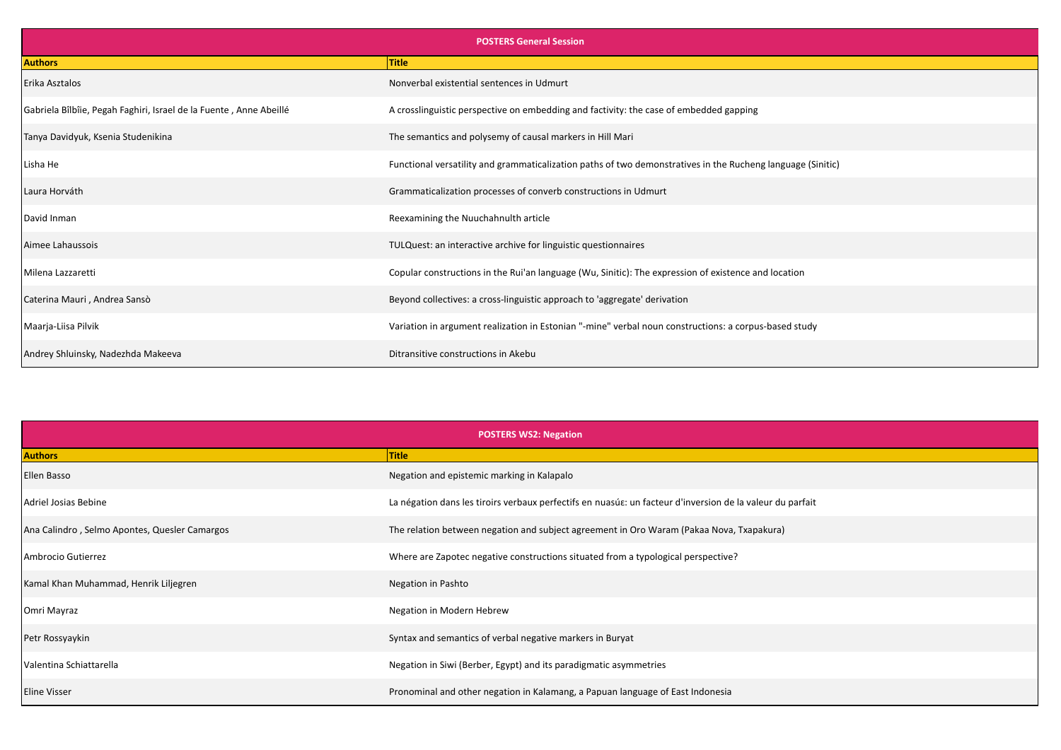| POSTERS General Session | |
|---|---|
| **Authors** | **Title** |
| Erika Asztalos | Nonverbal existential sentences in Udmurt |
| Gabriela Bîlbîie, Pegah Faghiri, Israel de la Fuente , Anne Abeillé | A crosslinguistic perspective on embedding and factivity: the case of embedded gapping |
| Tanya Davidyuk, Ksenia Studenikina | The semantics and polysemy of causal markers in Hill Mari |
| Lisha He | Functional versatility and grammaticalization paths of two demonstratives in the Rucheng language (Sinitic) |
| Laura Horváth | Grammaticalization processes of converb constructions in Udmurt |
| David Inman | Reexamining the Nuuchahnulth article |
| Aimee Lahaussois | TULQuest: an interactive archive for linguistic questionnaires |
| Milena Lazzaretti | Copular constructions in the Rui'an language (Wu, Sinitic): The expression of existence and location |
| Caterina Mauri , Andrea Sansò | Beyond collectives: a cross-linguistic approach to 'aggregate' derivation |
| Maarja-Liisa Pilvik | Variation in argument realization in Estonian "-mine" verbal noun constructions: a corpus-based study |
| Andrey Shluinsky, Nadezhda Makeeva | Ditransitive constructions in Akebu |

| POSTERS WS2: Negation | |
|---|---|
| **Authors** | **Title** |
| Ellen Basso | Negation and epistemic marking in Kalapalo |
| Adriel Josias Bebine | La négation dans les tiroirs verbaux perfectifs en nuasúɛ: un facteur d'inversion de la valeur du parfait |
| Ana Calindro , Selmo Apontes, Quesler Camargos | The relation between negation and subject agreement in Oro Waram (Pakaa Nova, Txapakura) |
| Ambrocio Gutierrez | Where are Zapotec negative constructions situated from a typological perspective? |
| Kamal Khan Muhammad, Henrik Liljegren | Negation in Pashto |
| Omri Mayraz | Negation in Modern Hebrew |
| Petr Rossyaykin | Syntax and semantics of verbal negative markers in Buryat |
| Valentina Schiattarella | Negation in Siwi (Berber, Egypt) and its paradigmatic asymmetries |
| Eline Visser | Pronominal and other negation in Kalamang, a Papuan language of East Indonesia |